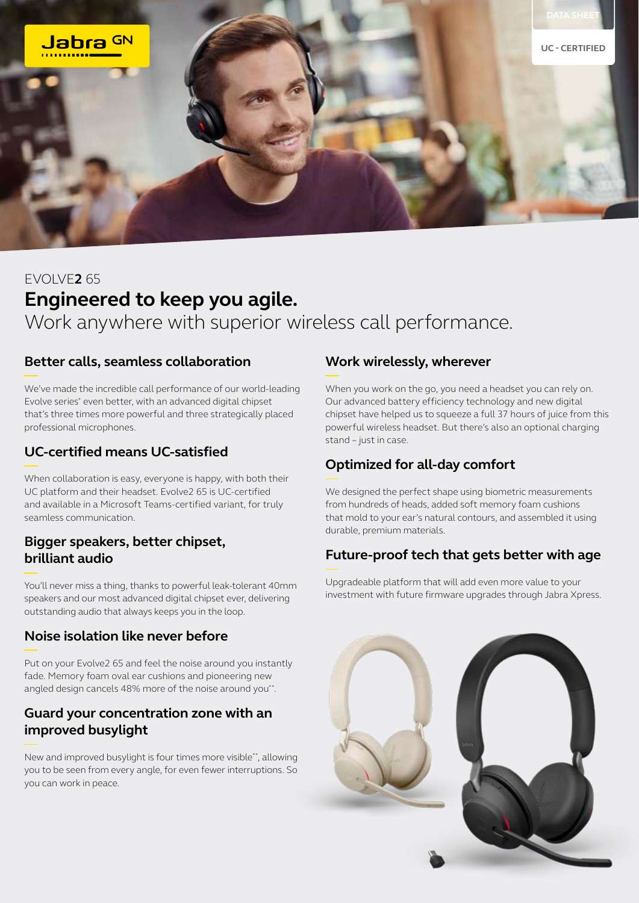DATA SHEET

UC - CERTIFIED

EVOLVE**2** 65

# Engineered to keep you agile.

Work anywhere with superior wireless call performance.

## Better calls, seamless collaboration

We've made the incredible call performance of our world-leading Evolve series* even better, with an advanced digital chipset that's three times more powerful and three strategically placed professional microphones.

## UC-certified means UC-satisfied

When collaboration is easy, everyone is happy, with both their UC platform and their headset. Evolve2 65 is UC-certified and available in a Microsoft Teams-certified variant, for truly seamless communication.

## Bigger speakers, better chipset, brilliant audio

You'll never miss a thing, thanks to powerful leak-tolerant 40mm speakers and our most advanced digital chipset ever, delivering outstanding audio that always keeps you in the loop.

## Noise isolation like never before

Put on your Evolve2 65 and feel the noise around you instantly fade. Memory foam oval ear cushions and pioneering new angled design cancels 48% more of the noise around you**.

## Guard your concentration zone with an improved busylight

New and improved busylight is four times more visible**, allowing you to be seen from every angle, for even fewer interruptions. So you can work in peace.

## Work wirelessly, wherever

When you work on the go, you need a headset you can rely on. Our advanced battery efficiency technology and new digital chipset have helped us to squeeze a full 37 hours of juice from this powerful wireless headset. But there's also an optional charging stand – just in case.

## Optimized for all-day comfort

We designed the perfect shape using biometric measurements from hundreds of heads, added soft memory foam cushions that mold to your ear's natural contours, and assembled it using durable, premium materials.

## Future-proof tech that gets better with age

Upgradeable platform that will add even more value to your investment with future firmware upgrades through Jabra Xpress.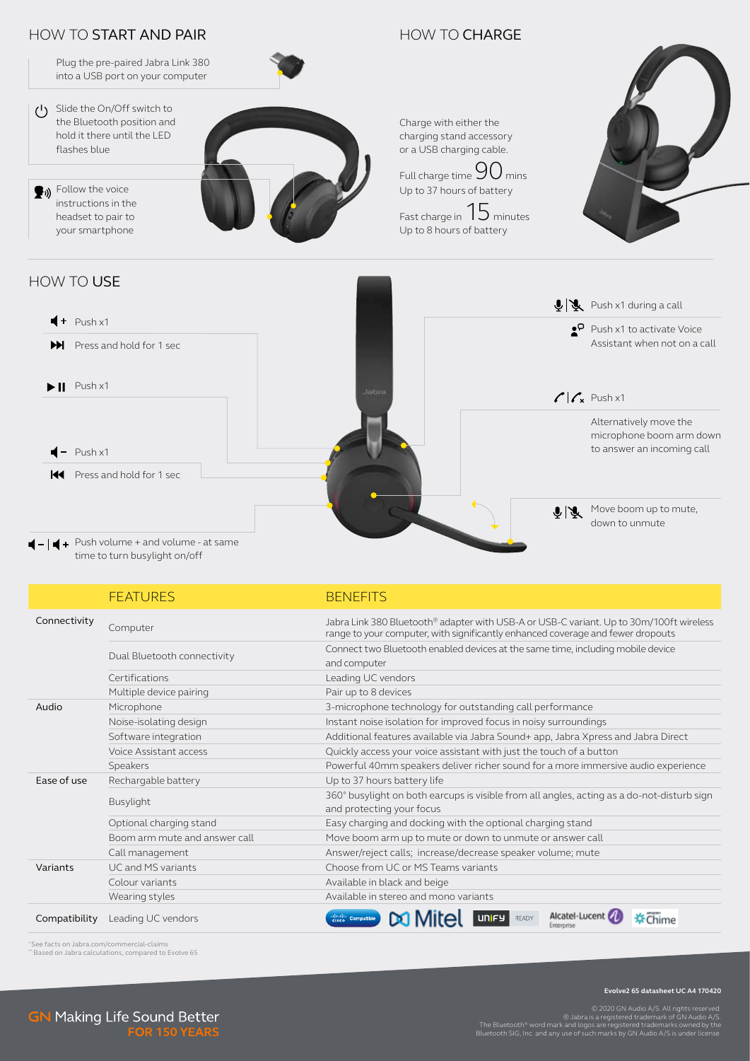## HOW TO START AND PAIR

Plug the pre-paired Jabra Link 380 into a USB port on your computer

Slide the On/Off switch to the Bluetooth position and hold it there until the LED flashes blue

Follow the voice instructions in the headset to pair to your smartphone

## HOW TO CHARGE

Charge with either the charging stand accessory or a USB charging cable.

Full charge time 90 mins
Up to 37 hours of battery

Fast charge in 15 minutes
Up to 8 hours of battery

## HOW TO USE

Push x1 (volume +)

Press and hold for 1 sec (next track)

Push x1 (play/pause)

Push x1 (volume -)

Press and hold for 1 sec (previous track)

Push volume + and volume - at same time to turn busylight on/off

Push x1 during a call (mute/unmute)

Push x1 to activate Voice Assistant when not on a call

Push x1 (answer/end call)

Alternatively move the microphone boom arm down to answer an incoming call

Move boom up to mute, down to unmute

| | FEATURES | BENEFITS |
|---|---|---|
| Connectivity | Computer | Jabra Link 380 Bluetooth® adapter with USB-A or USB-C variant. Up to 30m/100ft wireless range to your computer, with significantly enhanced coverage and fewer dropouts |
| | Dual Bluetooth connectivity | Connect two Bluetooth enabled devices at the same time, including mobile device and computer |
| | Certifications | Leading UC vendors |
| | Multiple device pairing | Pair up to 8 devices |
| Audio | Microphone | 3-microphone technology for outstanding call performance |
| | Noise-isolating design | Instant noise isolation for improved focus in noisy surroundings |
| | Software integration | Additional features available via Jabra Sound+ app, Jabra Xpress and Jabra Direct |
| | Voice Assistant access | Quickly access your voice assistant with just the touch of a button |
| | Speakers | Powerful 40mm speakers deliver richer sound for a more immersive audio experience |
| Ease of use | Rechargable battery | Up to 37 hours battery life |
| | Busylight | 360° busylight on both earcups is visible from all angles, acting as a do-not-disturb sign and protecting your focus |
| | Optional charging stand | Easy charging and docking with the optional charging stand |
| | Boom arm mute and answer call | Move boom arm up to mute or down to unmute or answer call |
| | Call management | Answer/reject calls; increase/decrease speaker volume; mute |
| Variants | UC and MS variants | Choose from UC or MS Teams variants |
| | Colour variants | Available in black and beige |
| | Wearing styles | Available in stereo and mono variants |
| Compatibility | Leading UC vendors | Cisco Compatible, Mitel, Unify Ready, Alcatel-Lucent Enterprise, Amazon Chime |

*See facts on Jabra.com/commercial-claims
**Based on Jabra calculations, compared to Evolve 65

GN Making Life Sound Better FOR 150 YEARS

Evolve2 65 datasheet UC A4 170420

© 2020 GN Audio A/S. All rights reserved.
® Jabra is a registered trademark of GN Audio A/S.
The Bluetooth® word mark and logos are registered trademarks owned by the Bluetooth SIG, Inc. and any use of such marks by GN Audio A/S is under license.